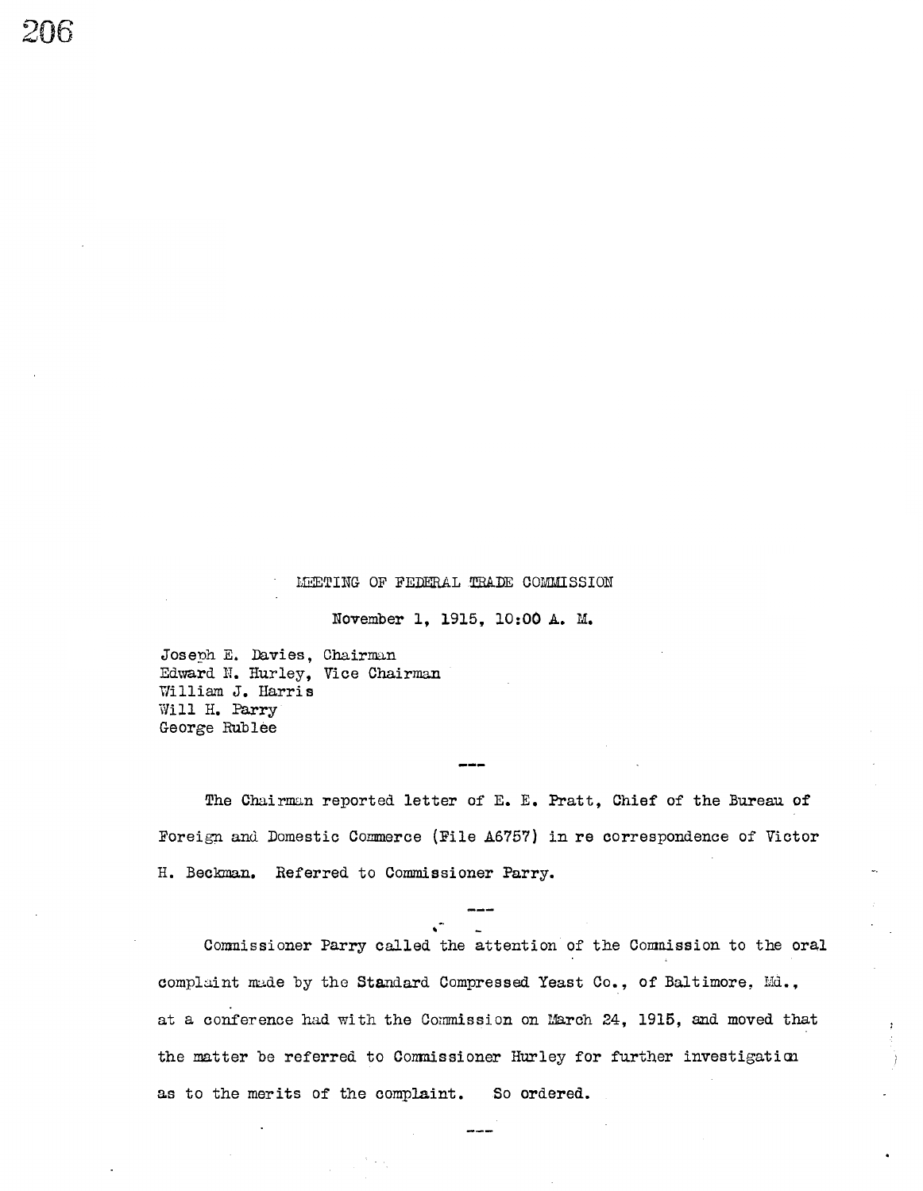# MEETING OF FEDERAL TRADE COMMISSION

November 1, 1915, 10:00 A. M.

Joseph E. Davies, Chairman
Edward N. Hurley, Vice Chairman
William J. Harris
Will H. Parry
George Rublee

---

The Chairman reported letter of E. E. Pratt, Chief of the Bureau of Foreign and Domestic Commerce (File A6757) in re correspondence of Victor H. Beckman. Referred to Commissioner Parry.

---

Commissioner Parry called the attention of the Commission to the oral complaint made by the Standard Compressed Yeast Co., of Baltimore, Md., at a conference had with the Commission on March 24, 1915, and moved that the matter be referred to Commissioner Hurley for further investigation as to the merits of the complaint. So ordered.

---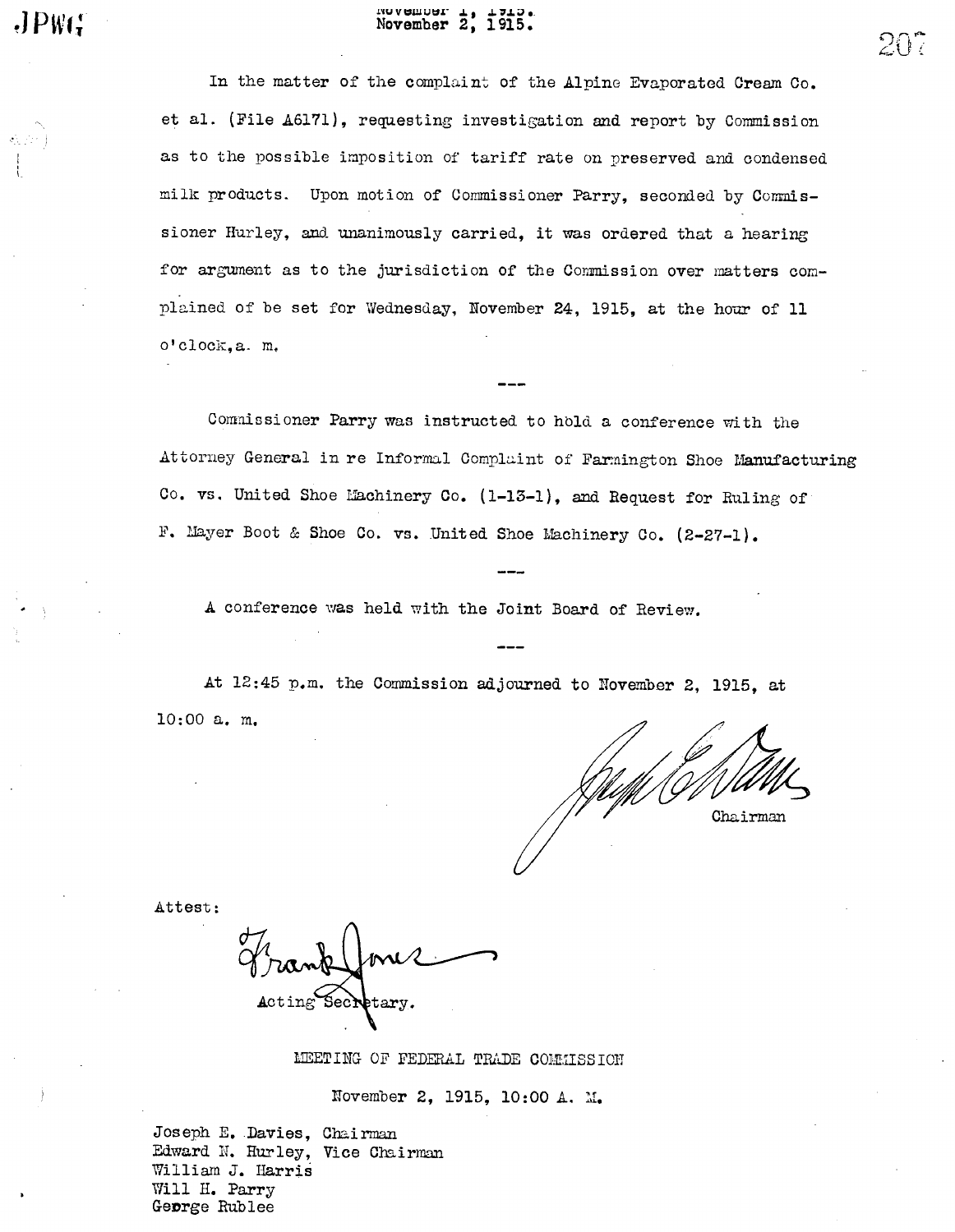In the matter of the complaint of the Alpine Evaporated Cream Co. et al. (File A6171), requesting investigation and report by Commission as to the possible imposition of tariff rate on preserved and condensed milk products. Upon motion of Commissioner Parry, seconded by Commissioner Hurley, and unanimously carried, it was ordered that a hearing for argument as to the jurisdiction of the Commission over matters complained of be set for Wednesday, November 24, 1915, at the hour of 11 o'clock, a. m.

---

Commissioner Parry was instructed to hold a conference with the Attorney General in re Informal Complaint of Farmington Shoe Manufacturing Co. vs. United Shoe Machinery Co. (1-13-1), and Request for Ruling of F. Mayer Boot & Shoe Co. vs. United Shoe Machinery Co. (2-27-1).

---

A conference was held with the Joint Board of Review.

---

At 12:45 p.m. the Commission adjourned to November 2, 1915, at 10:00 a. m.

Chairman

Attest:

Frank Jones
Acting Secretary.

MEETING OF FEDERAL TRADE COMMISSION

November 2, 1915, 10:00 A. M.

Joseph E. Davies, Chairman
Edward N. Hurley, Vice Chairman
William J. Harris
Will H. Parry
George Rublee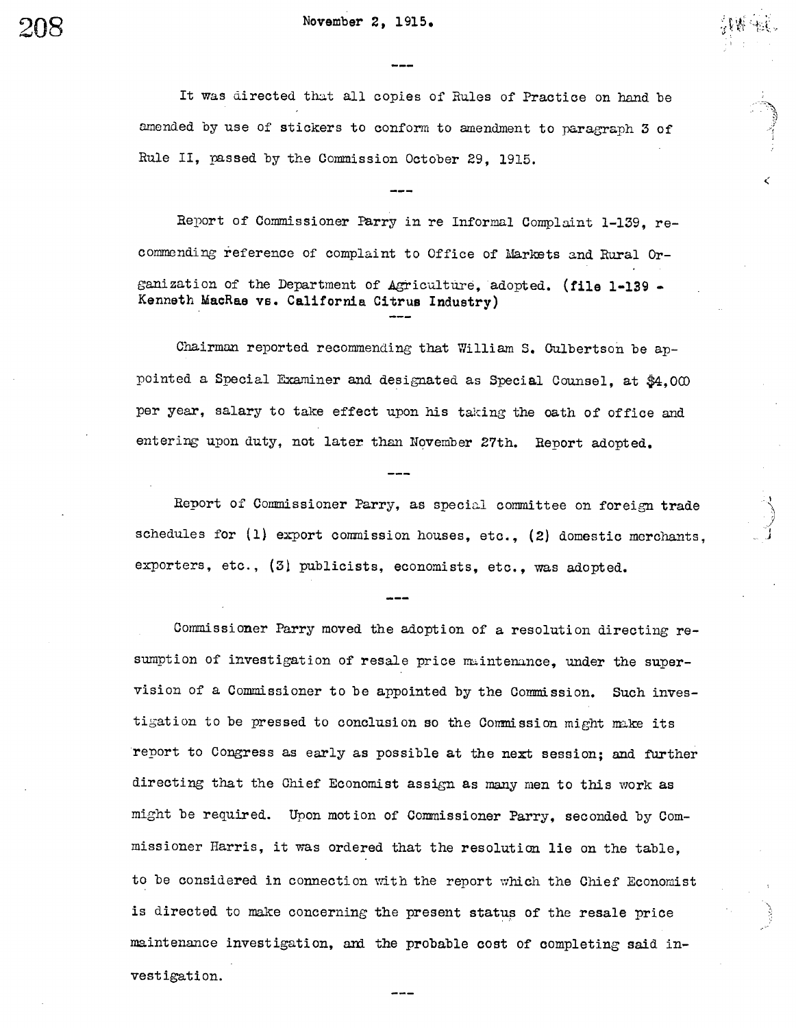November 2, 1915.

---

It was directed that all copies of Rules of Practice on hand be amended by use of stickers to conform to amendment to paragraph 3 of Rule II, passed by the Commission October 29, 1915.

---

Report of Commissioner Parry in re Informal Complaint 1-139, recommending reference of complaint to Office of Markets and Rural Organization of the Department of Agriculture, adopted. (file 1-139 - Kenneth MacRae vs. California Citrus Industry)

---

Chairman reported recommending that William S. Culbertson be appointed a Special Examiner and designated as Special Counsel, at $4,000 per year, salary to take effect upon his taking the oath of office and entering upon duty, not later than November 27th. Report adopted.

---

Report of Commissioner Parry, as special committee on foreign trade schedules for (1) export commission houses, etc., (2) domestic merchants, exporters, etc., (3) publicists, economists, etc., was adopted.

---

Commissioner Parry moved the adoption of a resolution directing resumption of investigation of resale price maintenance, under the supervision of a Commissioner to be appointed by the Commission. Such investigation to be pressed to conclusion so the Commission might make its report to Congress as early as possible at the next session; and further directing that the Chief Economist assign as many men to this work as might be required. Upon motion of Commissioner Parry, seconded by Commissioner Harris, it was ordered that the resolution lie on the table, to be considered in connection with the report which the Chief Economist is directed to make concerning the present status of the resale price maintenance investigation, and the probable cost of completing said investigation.

---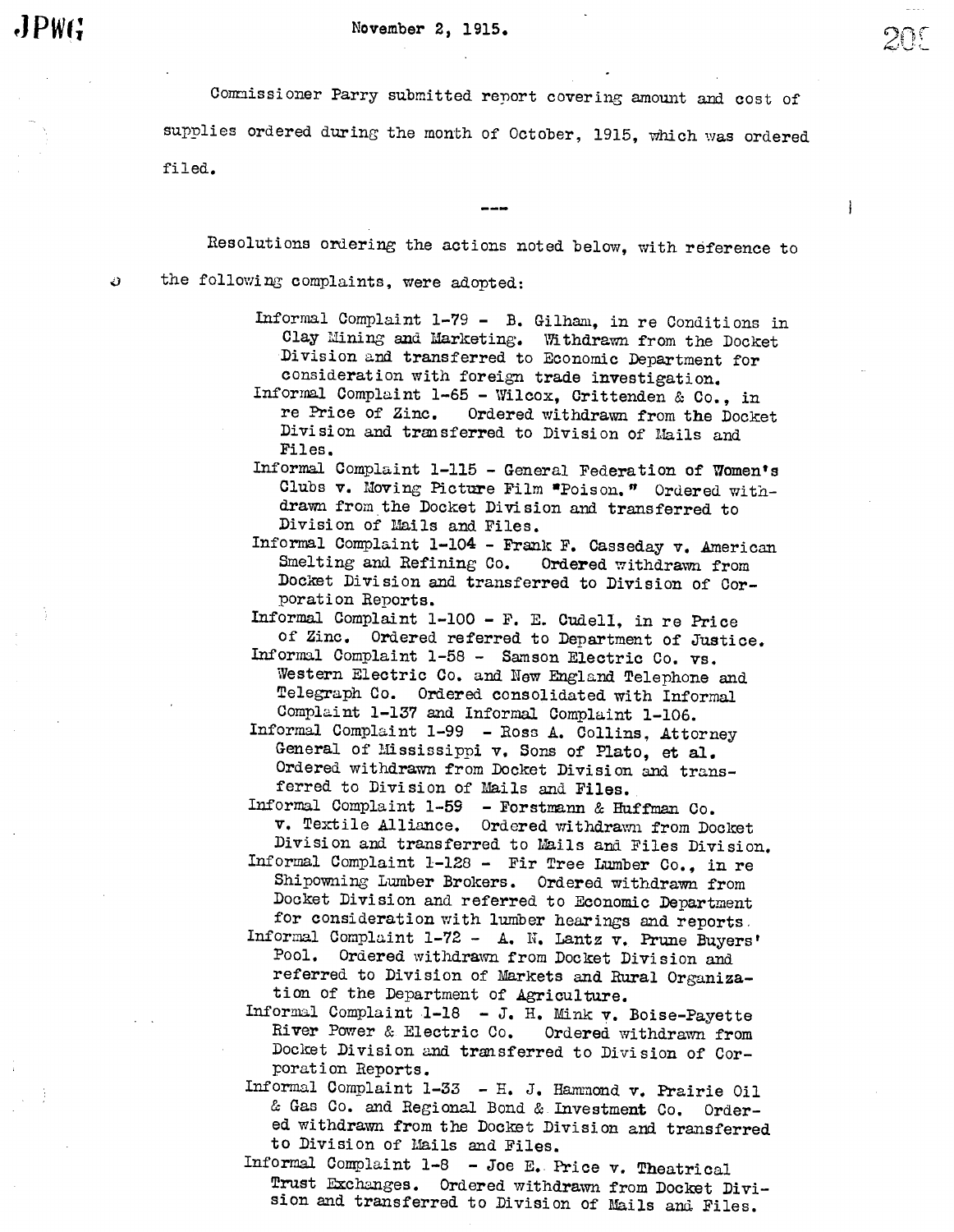November 2, 1915.

Commissioner Parry submitted report covering amount and cost of supplies ordered during the month of October, 1915, which was ordered filed.

---

Resolutions ordering the actions noted below, with reference to the following complaints, were adopted:

Informal Complaint 1-79 - B. Gilham, in re Conditions in Clay Mining and Marketing. Withdrawn from the Docket Division and transferred to Economic Department for consideration with foreign trade investigation.

Informal Complaint 1-65 - Wilcox, Crittenden & Co., in re Price of Zinc. Ordered withdrawn from the Docket Division and transferred to Division of Mails and Files.

Informal Complaint 1-115 - General Federation of Women's Clubs v. Moving Picture Film "Poison." Ordered withdrawn from the Docket Division and transferred to Division of Mails and Files.

Informal Complaint 1-104 - Frank F. Casseday v. American Smelting and Refining Co. Ordered withdrawn from Docket Division and transferred to Division of Corporation Reports.

Informal Complaint 1-100 - F. E. Cudell, in re Price of Zinc. Ordered referred to Department of Justice.

Informal Complaint 1-58 - Samson Electric Co. vs. Western Electric Co. and New England Telephone and Telegraph Co. Ordered consolidated with Informal Complaint 1-137 and Informal Complaint 1-106.

Informal Complaint 1-99 - Ross A. Collins, Attorney General of Mississippi v. Sons of Plato, et al. Ordered withdrawn from Docket Division and transferred to Division of Mails and Files.

Informal Complaint 1-59 - Forstmann & Huffman Co. v. Textile Alliance. Ordered withdrawn from Docket Division and transferred to Mails and Files Division.

Informal Complaint 1-128 - Fir Tree Lumber Co., in re Shipowning Lumber Brokers. Ordered withdrawn from Docket Division and referred to Economic Department for consideration with lumber hearings and reports.

Informal Complaint 1-72 - A. N. Lantz v. Prune Buyers' Pool. Ordered withdrawn from Docket Division and referred to Division of Markets and Rural Organization of the Department of Agriculture.

Informal Complaint 1-18 - J. H. Mink v. Boise-Payette River Power & Electric Co. Ordered withdrawn from Docket Division and transferred to Division of Corporation Reports.

Informal Complaint 1-33 - H. J. Hammond v. Prairie Oil & Gas Co. and Regional Bond & Investment Co. Ordered withdrawn from the Docket Division and transferred to Division of Mails and Files.

Informal Complaint 1-8 - Joe E. Price v. Theatrical Trust Exchanges. Ordered withdrawn from Docket Division and transferred to Division of Mails and Files.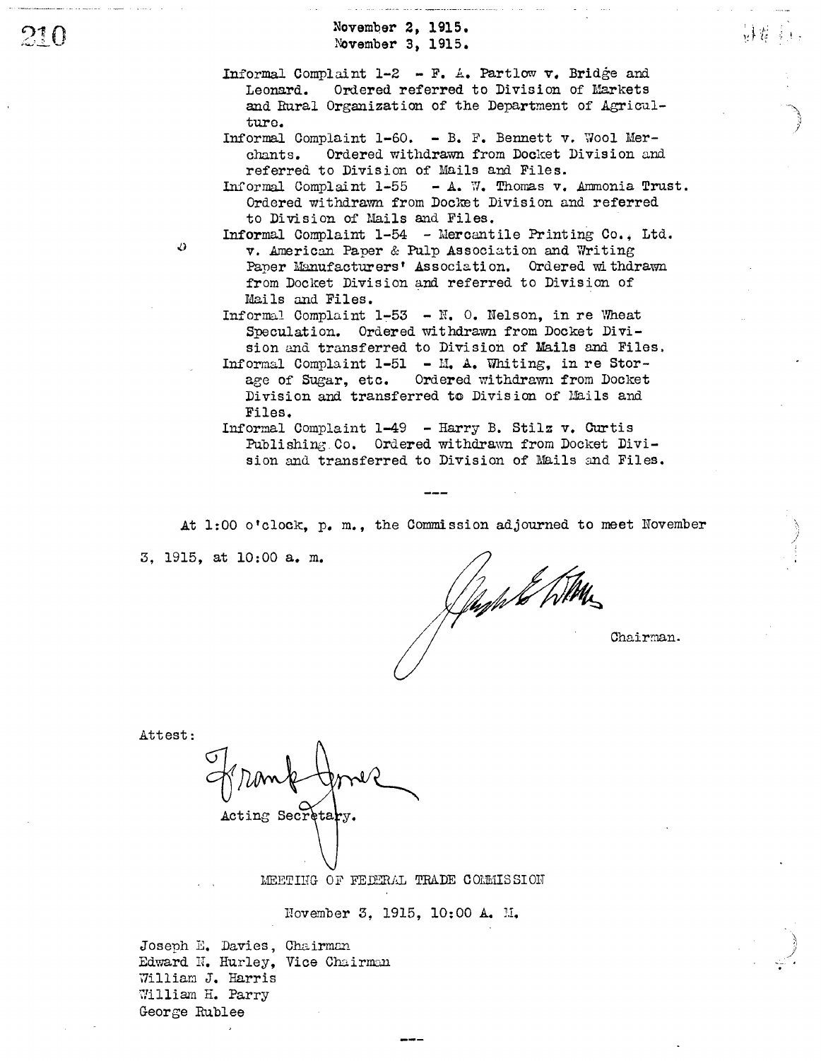November 2, 1915.
November 3, 1915.

Informal Complaint 1-2 - F. A. Partlow v. Bridge and Leonard. Ordered referred to Division of Markets and Rural Organization of the Department of Agriculture.

Informal Complaint 1-60. - B. F. Bennett v. Wool Merchants. Ordered withdrawn from Docket Division and referred to Division of Mails and Files.

Informal Complaint 1-55 - A. W. Thomas v. Ammonia Trust. Ordered withdrawn from Docket Division and referred to Division of Mails and Files.

Informal Complaint 1-54 - Mercantile Printing Co., Ltd. v. American Paper & Pulp Association and Writing Paper Manufacturers' Association. Ordered withdrawn from Docket Division and referred to Division of Mails and Files.

Informal Complaint 1-53 - N. O. Nelson, in re Wheat Speculation. Ordered withdrawn from Docket Division and transferred to Division of Mails and Files.

Informal Complaint 1-51 - M. A. Whiting, in re Storage of Sugar, etc. Ordered withdrawn from Docket Division and transferred to Division of Mails and Files.

Informal Complaint 1-49 - Harry B. Stilz v. Curtis Publishing Co. Ordered withdrawn from Docket Division and transferred to Division of Mails and Files.

---

At 1:00 o'clock, p. m., the Commission adjourned to meet November 3, 1915, at 10:00 a. m.

Joseph E. Davies
Chairman.

Attest:

Frank Jones
Acting Secretary.

MEETING OF FEDERAL TRADE COMMISSION

November 3, 1915, 10:00 A. M.

Joseph E. Davies, Chairman
Edward N. Hurley, Vice Chairman
William J. Harris
William H. Parry
George Rublee

---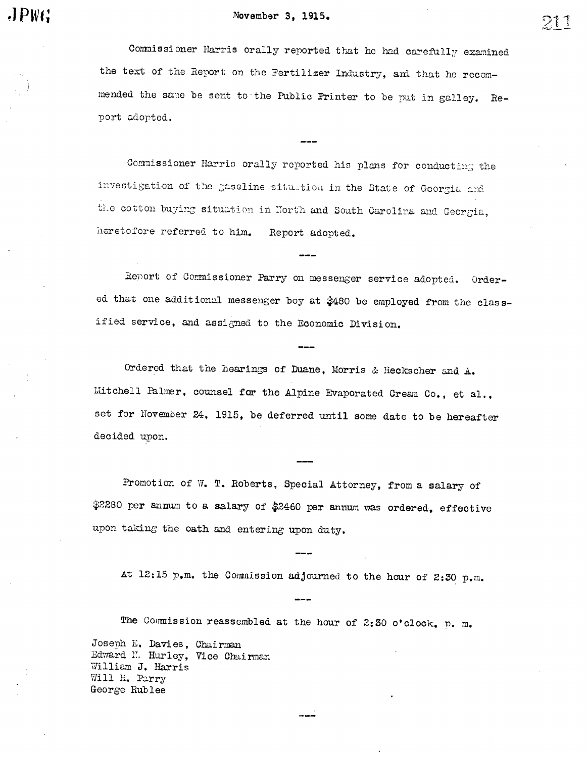November 3, 1915.

Commissioner Harris orally reported that he had carefully examined the text of the Report on the Fertilizer Industry, and that he recommended the same be sent to the Public Printer to be put in galley. Report adopted.

---

Commissioner Harris orally reported his plans for conducting the investigation of the gasoline situation in the State of Georgia and the cotton buying situation in North and South Carolina and Georgia, heretofore referred to him. Report adopted.

---

Report of Commissioner Parry on messenger service adopted. Ordered that one additional messenger boy at $480 be employed from the classified service, and assigned to the Economic Division.

---

Ordered that the hearings of Duane, Morris & Heckscher and A. Mitchell Palmer, counsel for the Alpine Evaporated Cream Co., et al., set for November 24, 1915, be deferred until some date to be hereafter decided upon.

---

Promotion of W. T. Roberts, Special Attorney, from a salary of $2280 per annum to a salary of $2460 per annum was ordered, effective upon taking the oath and entering upon duty.

---

At 12:15 p.m. the Commission adjourned to the hour of 2:30 p.m.

---

The Commission reassembled at the hour of 2:30 o'clock, p. m.

Joseph E. Davies, Chairman
Edward N. Hurley, Vice Chairman
William J. Harris
Will H. Parry
George Rublee

---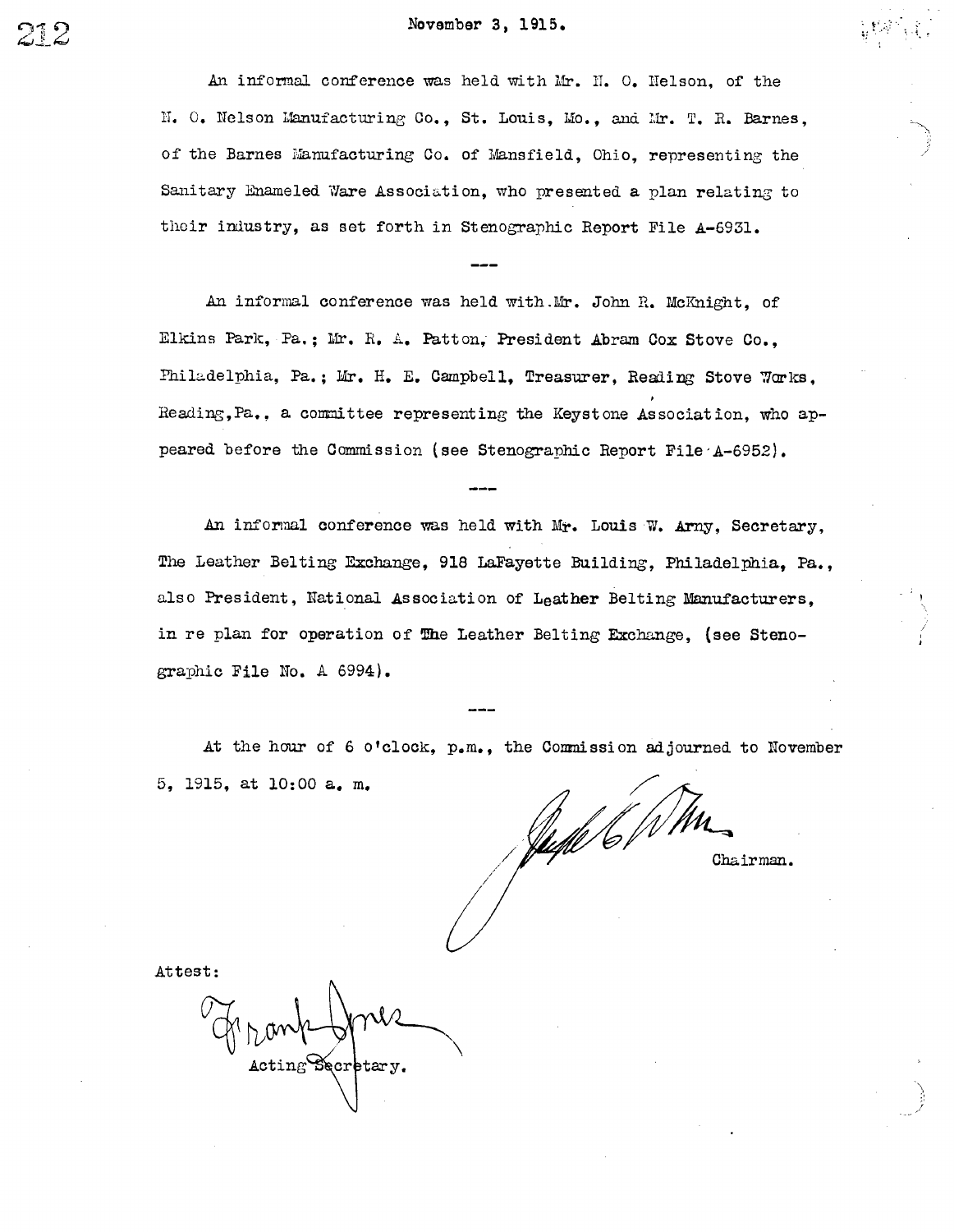November 3, 1915.

An informal conference was held with Mr. N. O. Nelson, of the N. O. Nelson Manufacturing Co., St. Louis, Mo., and Mr. T. R. Barnes, of the Barnes Manufacturing Co. of Mansfield, Ohio, representing the Sanitary Enameled Ware Association, who presented a plan relating to their industry, as set forth in Stenographic Report File A-6931.

---

An informal conference was held with Mr. John R. McKnight, of Elkins Park, Pa.; Mr. R. A. Patton, President Abram Cox Stove Co., Philadelphia, Pa.; Mr. H. E. Campbell, Treasurer, Reading Stove Works, Reading, Pa., a committee representing the Keystone Association, who appeared before the Commission (see Stenographic Report File A-6952).

---

An informal conference was held with Mr. Louis W. Arny, Secretary, The Leather Belting Exchange, 918 LaFayette Building, Philadelphia, Pa., also President, National Association of Leather Belting Manufacturers, in re plan for operation of The Leather Belting Exchange, (see Stenographic File No. A 6994).

---

At the hour of 6 o'clock, p.m., the Commission adjourned to November 5, 1915, at 10:00 a. m.

Chairman.

Attest:

Frank Jones

Acting Secretary.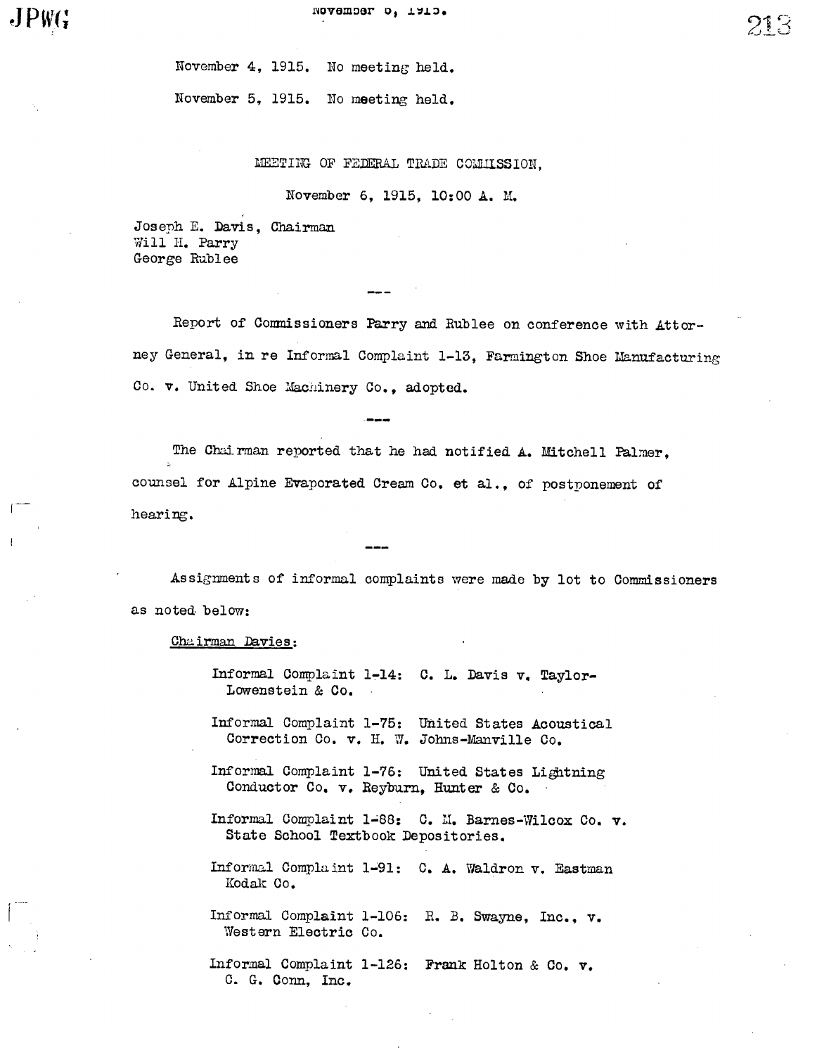November 4, 1915. No meeting held.

November 5, 1915. No meeting held.

MEETING OF FEDERAL TRADE COMMISSION,

November 6, 1915, 10:00 A. M.

Joseph E. Davis, Chairman
Will H. Parry
George Rublee

---

Report of Commissioners Parry and Rublee on conference with Attorney General, in re Informal Complaint 1-13, Farmington Shoe Manufacturing Co. v. United Shoe Machinery Co., adopted.

---

The Chairman reported that he had notified A. Mitchell Palmer, counsel for Alpine Evaporated Cream Co. et al., of postponement of hearing.

---

Assignments of informal complaints were made by lot to Commissioners as noted below:

Chairman Davies:

Informal Complaint 1-14: C. L. Davis v. Taylor-Lowenstein & Co.

Informal Complaint 1-75: United States Acoustical Correction Co. v. H. W. Johns-Manville Co.

Informal Complaint 1-76: United States Lightning Conductor Co. v. Reyburn, Hunter & Co.

Informal Complaint 1-88: C. M. Barnes-Wilcox Co. v. State School Textbook Depositories.

Informal Complaint 1-91: C. A. Waldron v. Eastman Kodak Co.

Informal Complaint 1-106: R. B. Swayne, Inc., v. Western Electric Co.

Informal Complaint 1-126: Frank Holton & Co. v. C. G. Conn, Inc.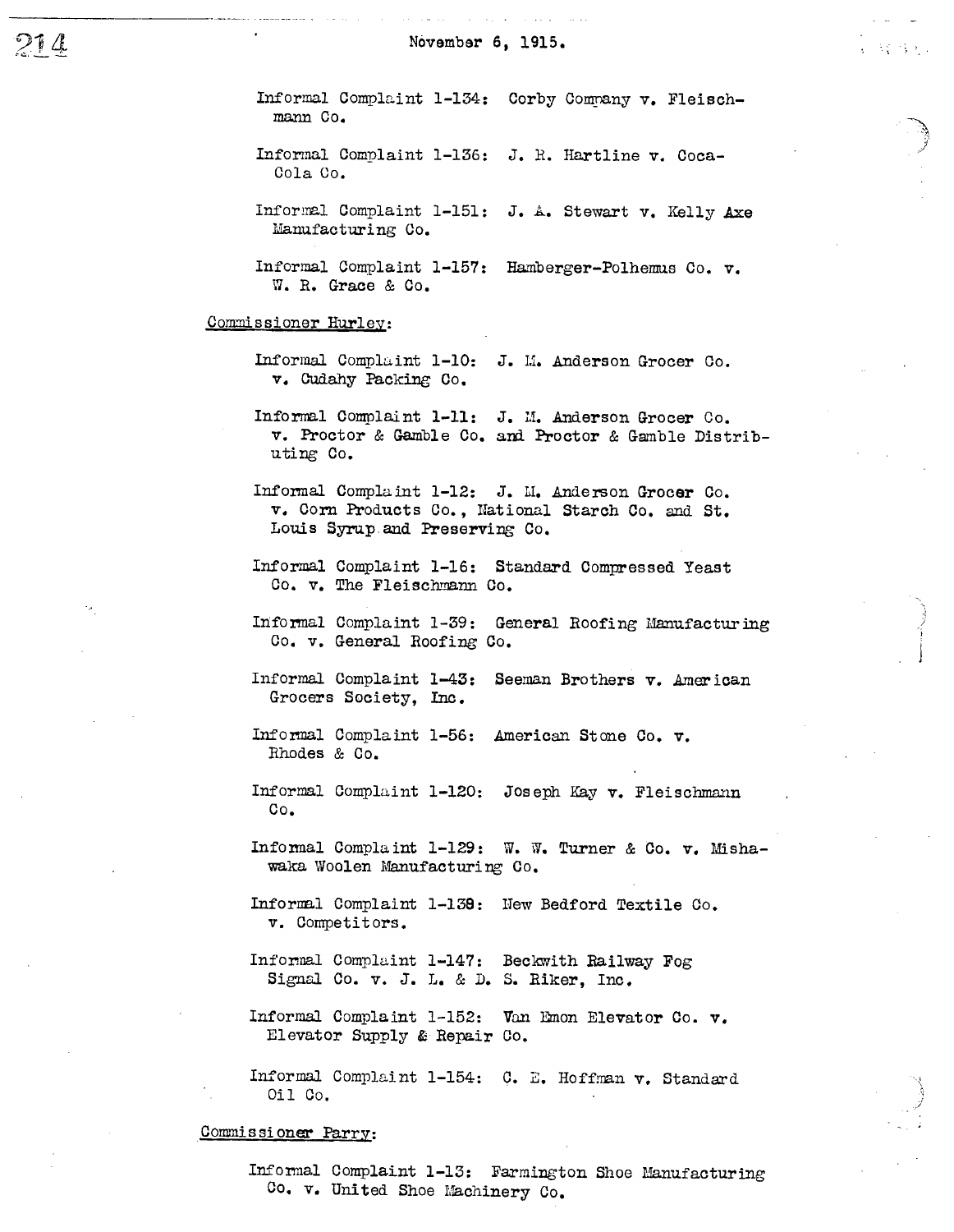Informal Complaint 1-134: Corby Company v. Fleischmann Co.

Informal Complaint 1-136: J. R. Hartline v. Coca-Cola Co.

Informal Complaint 1-151: J. A. Stewart v. Kelly Axe Manufacturing Co.

Informal Complaint 1-157: Hamberger-Polhemus Co. v. W. R. Grace & Co.

Commissioner Hurley:

Informal Complaint 1-10: J. M. Anderson Grocer Co. v. Cudahy Packing Co.

Informal Complaint 1-11: J. M. Anderson Grocer Co. v. Proctor & Gamble Co. and Proctor & Gamble Distributing Co.

Informal Complaint 1-12: J. M. Anderson Grocer Co. v. Corn Products Co., National Starch Co. and St. Louis Syrup and Preserving Co.

Informal Complaint 1-16: Standard Compressed Yeast Co. v. The Fleischmann Co.

Informal Complaint 1-39: General Roofing Manufacturing Co. v. General Roofing Co.

Informal Complaint 1-43: Seeman Brothers v. American Grocers Society, Inc.

Informal Complaint 1-56: American Stone Co. v. Rhodes & Co.

Informal Complaint 1-120: Joseph Kay v. Fleischmann Co.

Informal Complaint 1-129: W. W. Turner & Co. v. Mishawaka Woolen Manufacturing Co.

Informal Complaint 1-138: New Bedford Textile Co. v. Competitors.

Informal Complaint 1-147: Beckwith Railway Fog Signal Co. v. J. L. & D. S. Riker, Inc.

Informal Complaint 1-152: Van Emon Elevator Co. v. Elevator Supply & Repair Co.

Informal Complaint 1-154: C. E. Hoffman v. Standard Oil Co.

Commissioner Parry:

Informal Complaint 1-13: Farmington Shoe Manufacturing Co. v. United Shoe Machinery Co.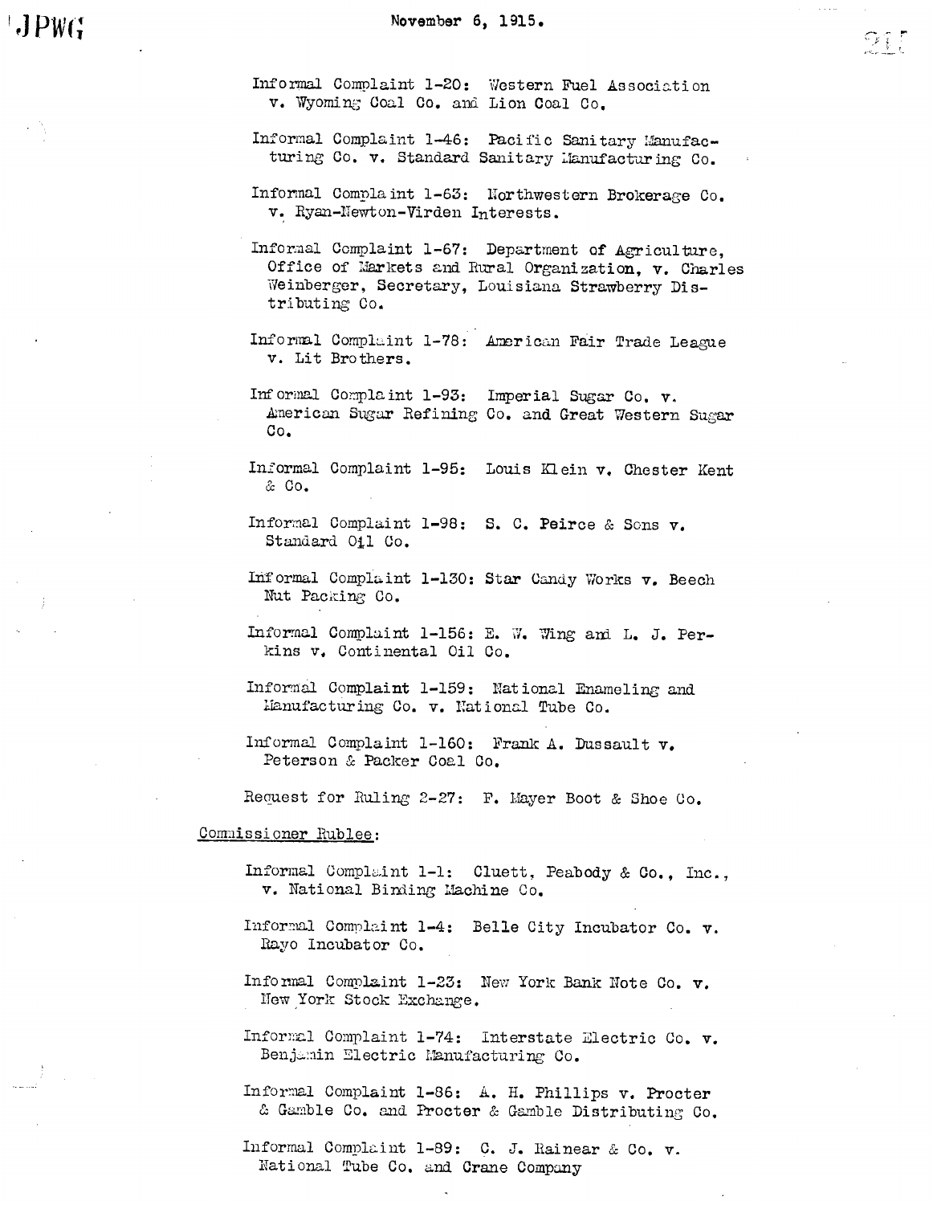November 6, 1915.

Informal Complaint 1-20: Western Fuel Association v. Wyoming Coal Co. and Lion Coal Co.

Informal Complaint 1-46: Pacific Sanitary Manufacturing Co. v. Standard Sanitary Manufacturing Co.

Informal Complaint 1-63: Northwestern Brokerage Co. v. Ryan-Newton-Virden Interests.

Informal Complaint 1-67: Department of Agriculture, Office of Markets and Rural Organization, v. Charles Weinberger, Secretary, Louisiana Strawberry Distributing Co.

Informal Complaint 1-78: American Fair Trade League v. Lit Brothers.

Informal Complaint 1-93: Imperial Sugar Co. v. American Sugar Refining Co. and Great Western Sugar Co.

Informal Complaint 1-95: Louis Klein v. Chester Kent & Co.

Informal Complaint 1-98: S. C. Peirce & Sons v. Standard Oil Co.

Informal Complaint 1-130: Star Candy Works v. Beech Nut Packing Co.

Informal Complaint 1-156: E. W. Wing and L. J. Perkins v. Continental Oil Co.

Informal Complaint 1-159: National Enameling and Manufacturing Co. v. National Tube Co.

Informal Complaint 1-160: Frank A. Dussault v. Peterson & Packer Coal Co.

Request for Ruling 2-27: F. Mayer Boot & Shoe Co.

Commissioner Rublee:

Informal Complaint 1-1: Cluett, Peabody & Co., Inc., v. National Binding Machine Co.

Informal Complaint 1-4: Belle City Incubator Co. v. Rayo Incubator Co.

Informal Complaint 1-23: New York Bank Note Co. v. New York Stock Exchange.

Informal Complaint 1-74: Interstate Electric Co. v. Benjamin Electric Manufacturing Co.

Informal Complaint 1-86: A. H. Phillips v. Procter & Gamble Co. and Procter & Gamble Distributing Co.

Informal Complaint 1-89: C. J. Rainear & Co. v. National Tube Co. and Crane Company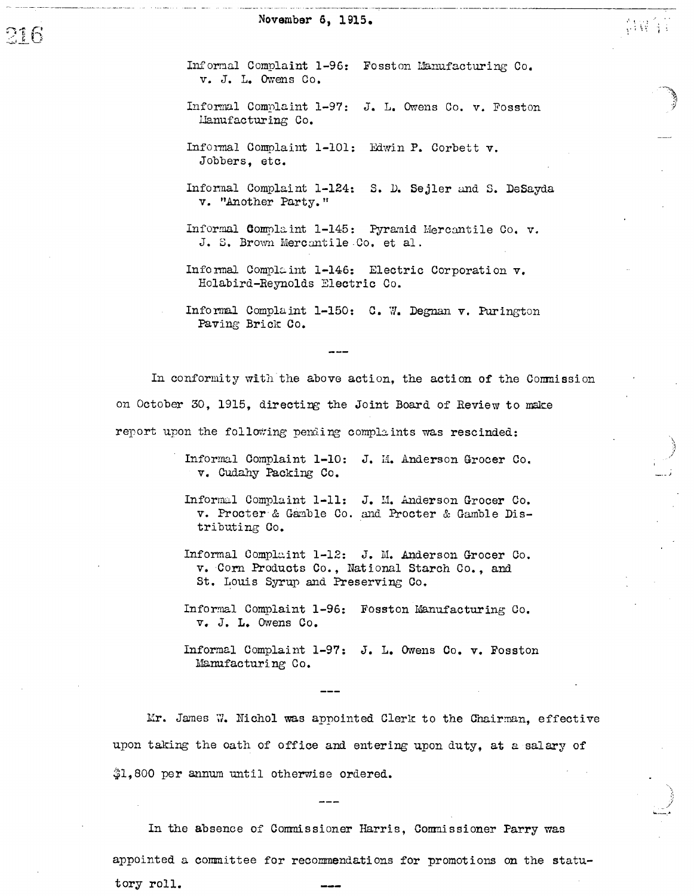November 6, 1915.

Informal Complaint 1-96: Fosston Manufacturing Co. v. J. L. Owens Co.

Informal Complaint 1-97: J. L. Owens Co. v. Fosston Manufacturing Co.

Informal Complaint 1-101: Edwin P. Corbett v. Jobbers, etc.

Informal Complaint 1-124: S. D. Sejler and S. DeSayda v. "Another Party."

Informal Complaint 1-145: Pyramid Mercantile Co. v. J. S. Brown Mercantile Co. et al.

Informal Complaint 1-146: Electric Corporation v. Holabird-Reynolds Electric Co.

Informal Complaint 1-150: C. W. Degnan v. Purington Paving Brick Co.

---

In conformity with the above action, the action of the Commission on October 30, 1915, directing the Joint Board of Review to make report upon the following pending complaints was rescinded:

Informal Complaint 1-10: J. M. Anderson Grocer Co. v. Cudahy Packing Co.

Informal Complaint 1-11: J. M. Anderson Grocer Co. v. Procter & Gamble Co. and Procter & Gamble Distributing Co.

Informal Complaint 1-12: J. M. Anderson Grocer Co. v. Corn Products Co., National Starch Co., and St. Louis Syrup and Preserving Co.

Informal Complaint 1-96: Fosston Manufacturing Co. v. J. L. Owens Co.

Informal Complaint 1-97: J. L. Owens Co. v. Fosston Manufacturing Co.

---

Mr. James W. Nichol was appointed Clerk to the Chairman, effective upon taking the oath of office and entering upon duty, at a salary of $1,800 per annum until otherwise ordered.

---

In the absence of Commissioner Harris, Commissioner Parry was appointed a committee for recommendations for promotions on the statutory roll.

---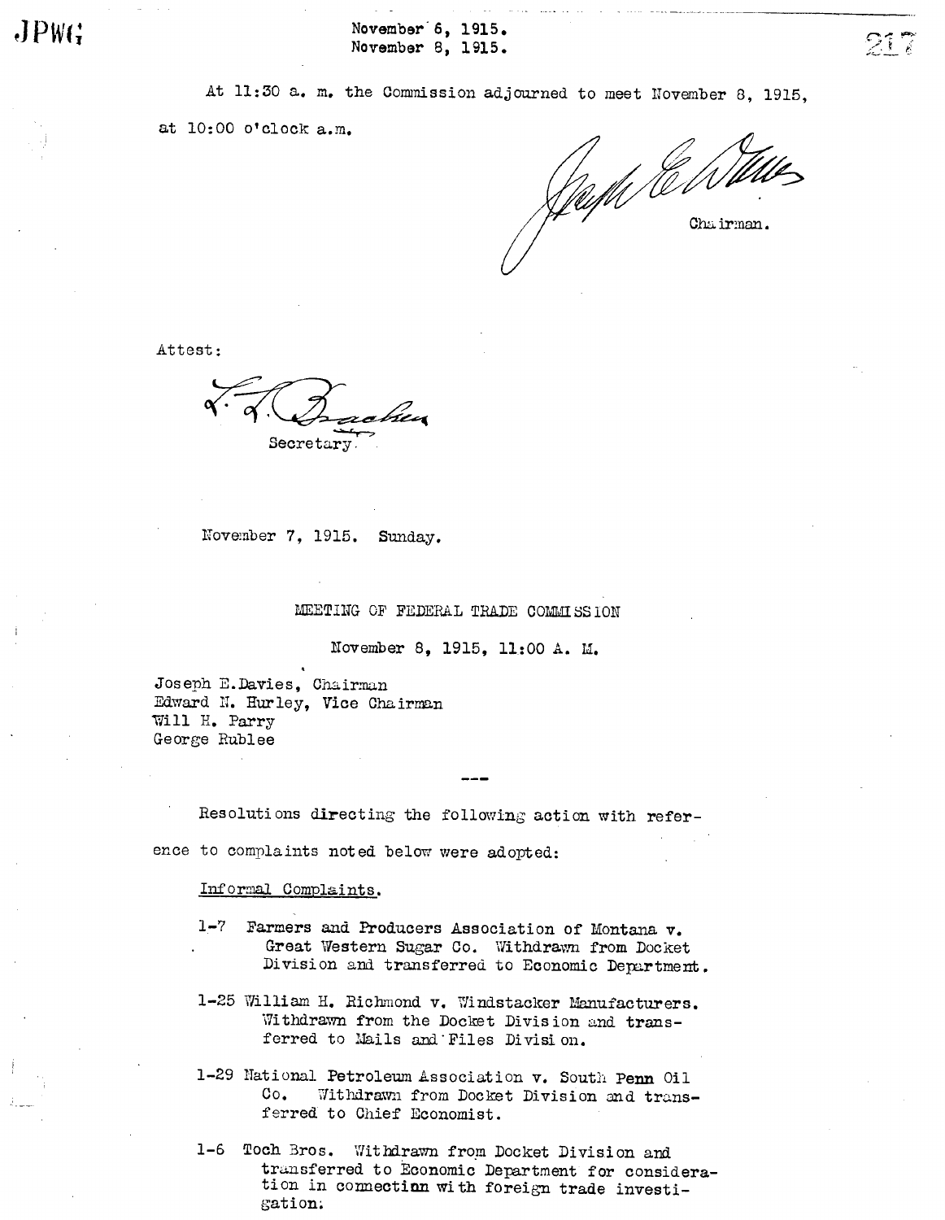At 11:30 a. m. the Commission adjourned to meet November 8, 1915, at 10:00 o'clock a.m.

Joseph E. Davies

Chairman.

Attest:

L. L. Bracken

Secretary.

November 7, 1915. Sunday.

## MEETING OF FEDERAL TRADE COMMISSION

November 8, 1915, 11:00 A. M.

Joseph E. Davies, Chairman
Edward N. Hurley, Vice Chairman
Will H. Parry
George Rublee

---

Resolutions directing the following action with reference to complaints noted below were adopted:

Informal Complaints.

1-7 Farmers and Producers Association of Montana v. Great Western Sugar Co. Withdrawn from Docket Division and transferred to Economic Department.

1-25 William H. Richmond v. Windstacker Manufacturers. Withdrawn from the Docket Division and transferred to Mails and Files Division.

1-29 National Petroleum Association v. South Penn Oil Co. Withdrawn from Docket Division and transferred to Chief Economist.

1-6 Toch Bros. Withdrawn from Docket Division and transferred to Economic Department for consideration in connection with foreign trade investigation.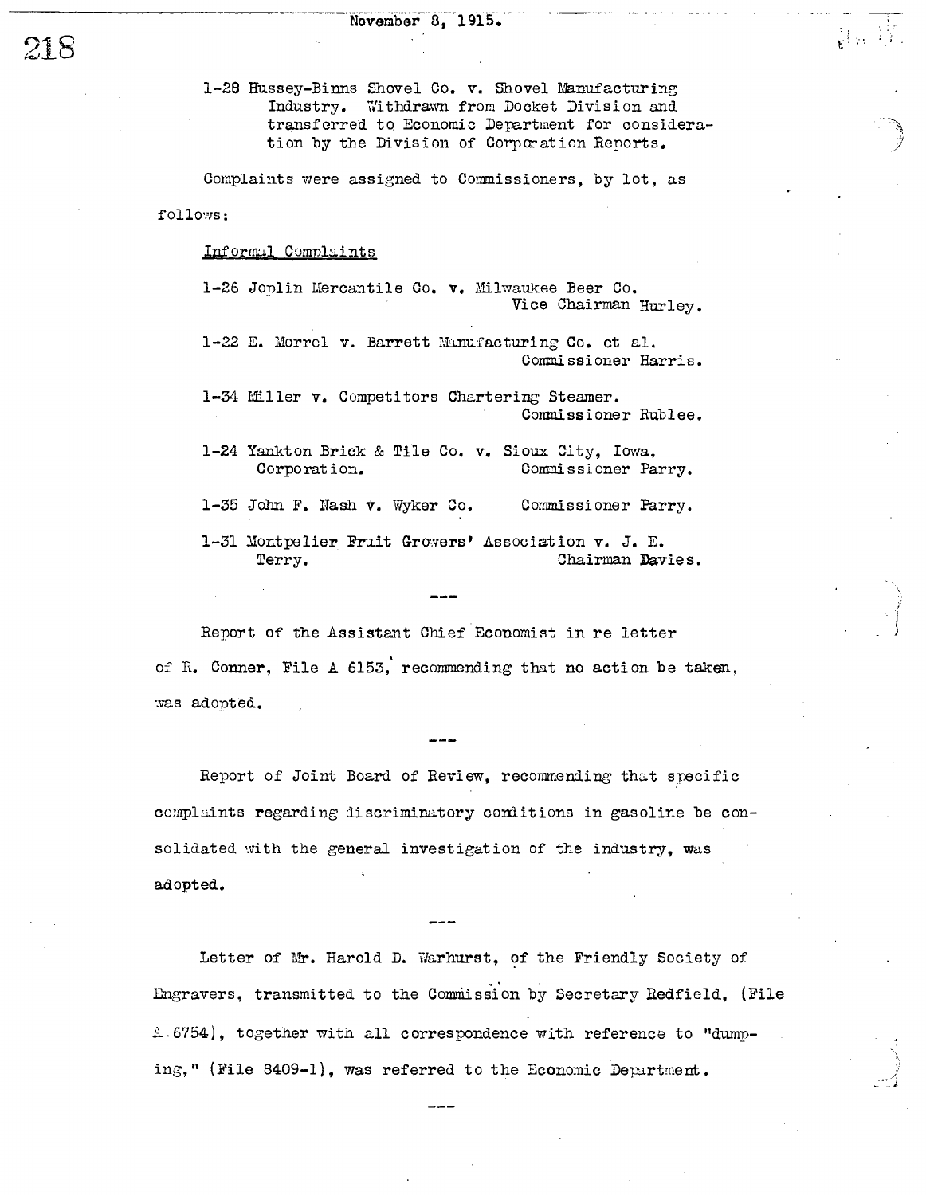1-28 Hussey-Binns Shovel Co. v. Shovel Manufacturing Industry. Withdrawn from Docket Division and transferred to Economic Department for consideration by the Division of Corporation Reports.

Complaints were assigned to Commissioners, by lot, as follows:

Informal Complaints

1-26 Joplin Mercantile Co. v. Milwaukee Beer Co. — Vice Chairman Hurley.

1-22 E. Morrel v. Barrett Manufacturing Co. et al. — Commissioner Harris.

1-34 Miller v. Competitors Chartering Steamer. — Commissioner Rublee.

1-24 Yankton Brick & Tile Co. v. Sioux City, Iowa, Corporation. — Commissioner Parry.

1-35 John F. Nash v. Wyker Co. — Commissioner Parry.

1-31 Montpelier Fruit Growers' Association v. J. E. Terry. — Chairman Davies.

---

Report of the Assistant Chief Economist in re letter of R. Conner, File A 6153, recommending that no action be taken, was adopted.

---

Report of Joint Board of Review, recommending that specific complaints regarding discriminatory conditions in gasoline be consolidated with the general investigation of the industry, was adopted.

---

Letter of Mr. Harold D. Warhurst, of the Friendly Society of Engravers, transmitted to the Commission by Secretary Redfield, (File A 6754), together with all correspondence with reference to "dumping," (File 8409-1), was referred to the Economic Department.

---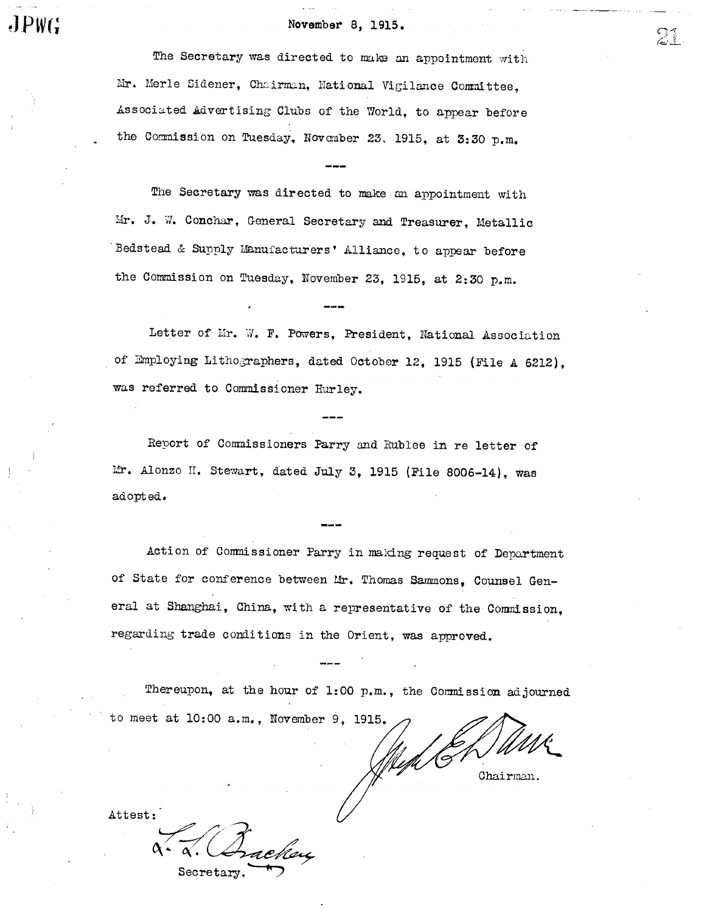November 8, 1915.

The Secretary was directed to make an appointment with Mr. Merle Sidener, Chairman, National Vigilance Committee, Associated Advertising Clubs of the World, to appear before the Commission on Tuesday, November 23, 1915, at 3:30 p.m.

---

The Secretary was directed to make an appointment with Mr. J. W. Conchar, General Secretary and Treasurer, Metallic Bedstead & Supply Manufacturers' Alliance, to appear before the Commission on Tuesday, November 23, 1915, at 2:30 p.m.

---

Letter of Mr. W. F. Powers, President, National Association of Employing Lithographers, dated October 12, 1915 (File A 6212), was referred to Commissioner Hurley.

---

Report of Commissioners Parry and Rublee in re letter of Mr. Alonzo H. Stewart, dated July 3, 1915 (File 8006-14), was adopted.

---

Action of Commissioner Parry in making request of Department of State for conference between Mr. Thomas Sammons, Counsel General at Shanghai, China, with a representative of the Commission, regarding trade conditions in the Orient, was approved.

---

Thereupon, at the hour of 1:00 p.m., the Commission adjourned to meet at 10:00 a.m., November 9, 1915.

Chairman.

Attest:

Secretary.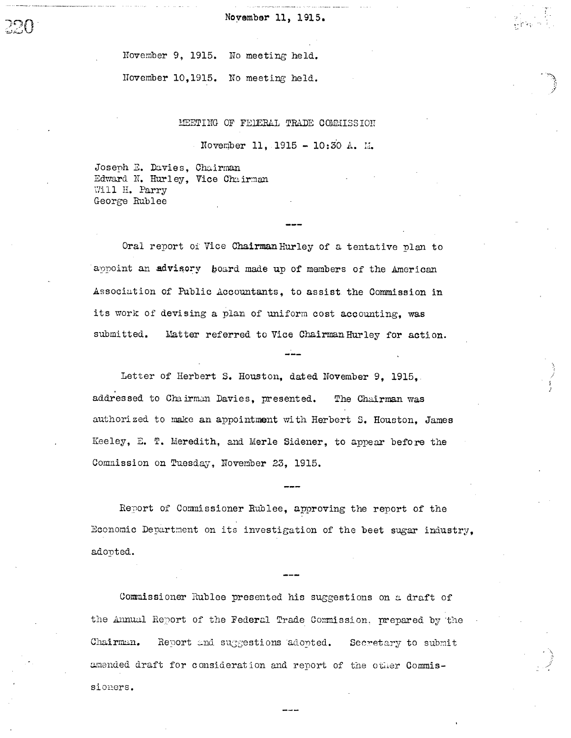November 11, 1915.

November 9, 1915. No meeting held.

November 10,1915. No meeting held.

MEETING OF FEDERAL TRADE COMMISSION

November 11, 1915 - 10:30 A. M.

Joseph E. Davies, Chairman
Edward N. Hurley, Vice Chairman
Will H. Parry
George Rublee

---

Oral report of Vice Chairman Hurley of a tentative plan to appoint an advisory board made up of members of the American Association of Public Accountants, to assist the Commission in its work of devising a plan of uniform cost accounting, was submitted. Matter referred to Vice Chairman Hurley for action.

---

Letter of Herbert S. Houston, dated November 9, 1915, addressed to Chairman Davies, presented. The Chairman was authorized to make an appointment with Herbert S. Houston, James Keeley, E. T. Meredith, and Merle Sidener, to appear before the Commission on Tuesday, November 23, 1915.

---

Report of Commissioner Rublee, approving the report of the Economic Department on its investigation of the beet sugar industry, adopted.

---

Commissioner Rublee presented his suggestions on a draft of the Annual Report of the Federal Trade Commission, prepared by the Chairman. Report and suggestions adopted. Secretary to submit amended draft for consideration and report of the other Commissioners.

---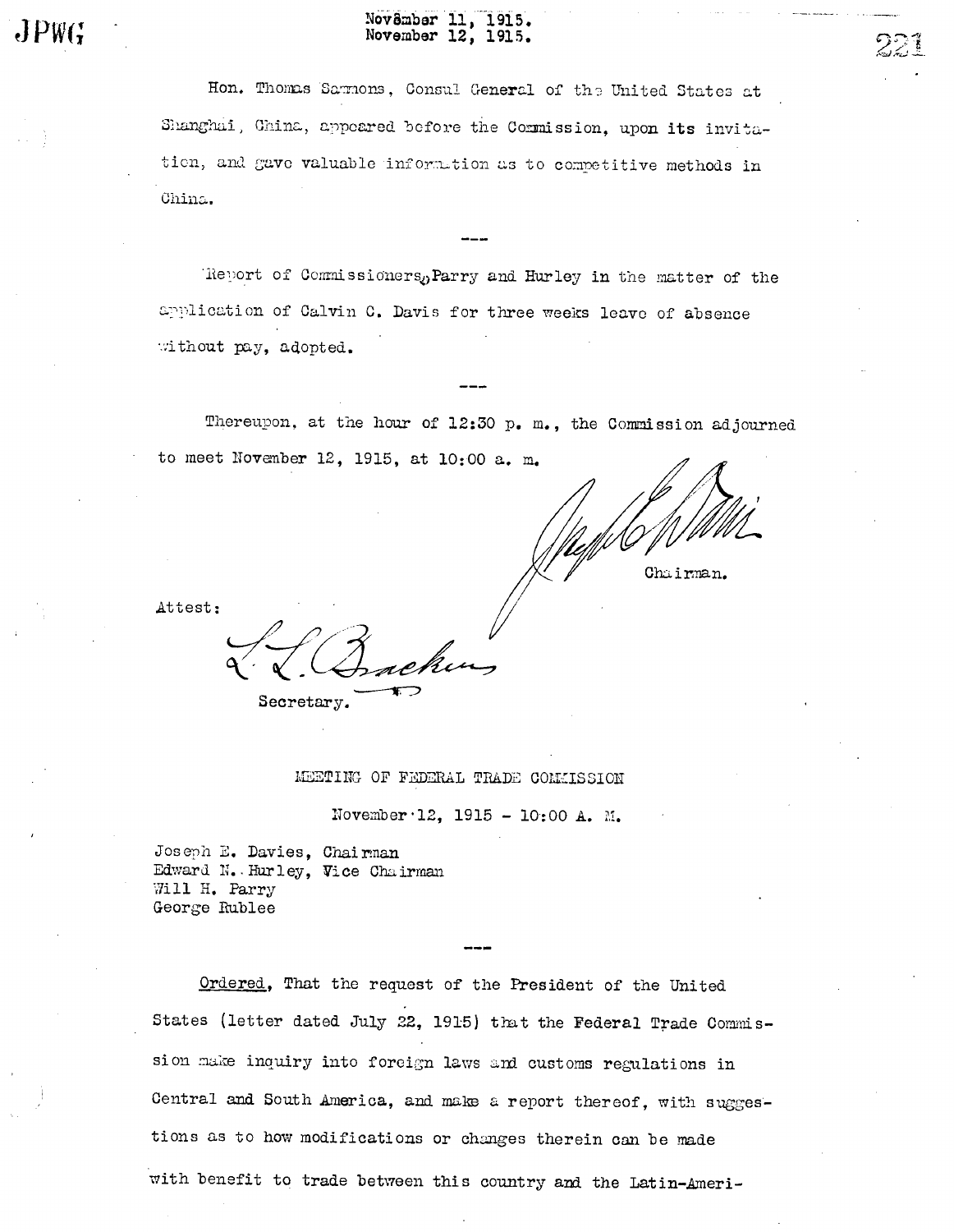Hon. Thomas Sammons, Consul General of the United States at Shanghai, China, appeared before the Commission, upon its invitation, and gave valuable information as to competitive methods in China.

---

Report of Commissioners Parry and Hurley in the matter of the application of Calvin C. Davis for three weeks leave of absence without pay, adopted.

---

Thereupon, at the hour of 12:30 p. m., the Commission adjourned to meet November 12, 1915, at 10:00 a. m.

Chairman.

Attest:

Secretary.

## MEETING OF FEDERAL TRADE COMMISSION

November 12, 1915 - 10:00 A. M.

Joseph E. Davies, Chairman
Edward N. Hurley, Vice Chairman
Will H. Parry
George Rublee

---

Ordered, That the request of the President of the United States (letter dated July 22, 1915) that the Federal Trade Commission make inquiry into foreign laws and customs regulations in Central and South America, and make a report thereof, with suggestions as to how modifications or changes therein can be made with benefit to trade between this country and the Latin-Ameri-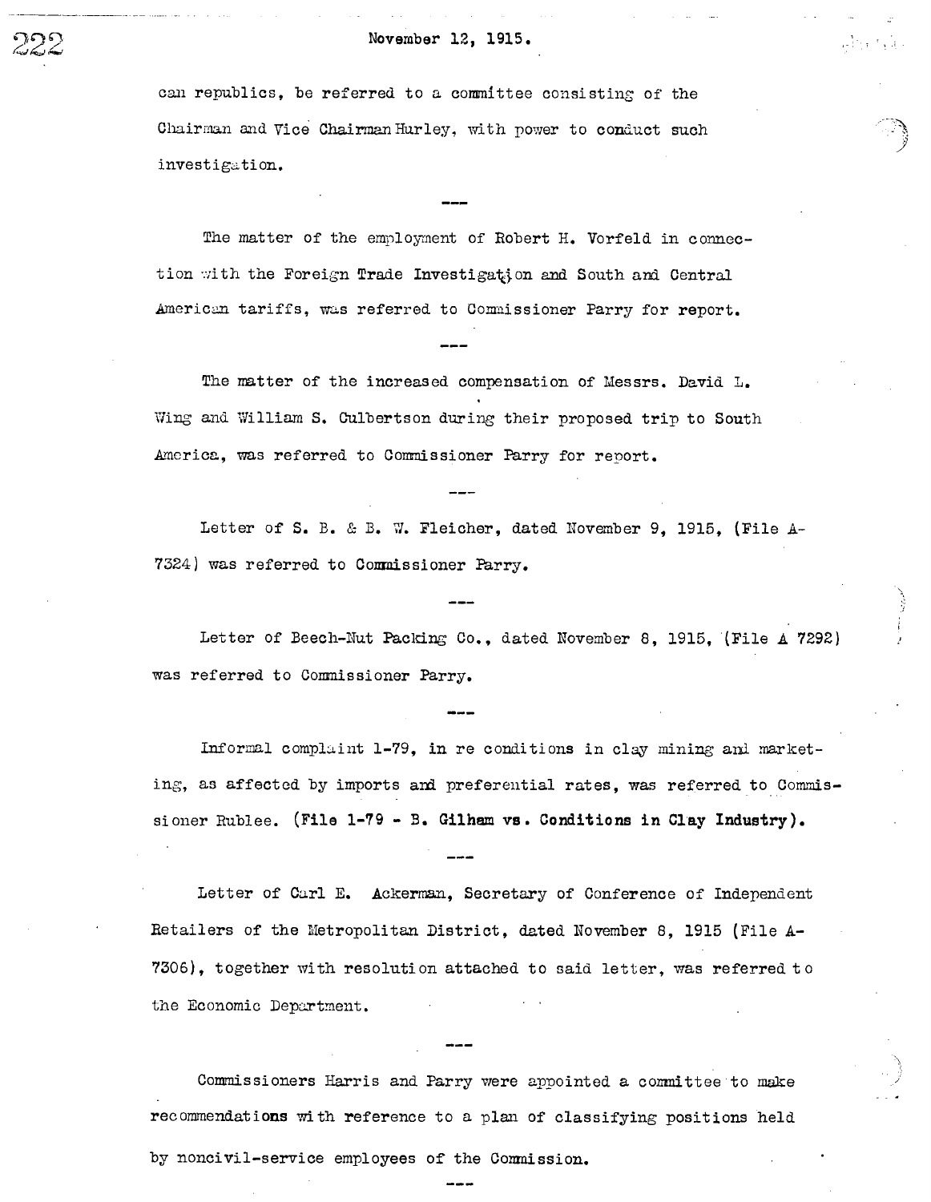can republics, be referred to a committee consisting of the Chairman and Vice Chairman Hurley, with power to conduct such investigation.

---

The matter of the employment of Robert H. Vorfeld in connection with the Foreign Trade Investigation and South and Central American tariffs, was referred to Commissioner Parry for report.

---

The matter of the increased compensation of Messrs. David L. Wing and William S. Culbertson during their proposed trip to South America, was referred to Commissioner Parry for report.

---

Letter of S. B. & B. W. Fleicher, dated November 9, 1915, (File A-7324) was referred to Commissioner Parry.

---

Letter of Beech-Nut Packing Co., dated November 8, 1915, (File A 7292) was referred to Commissioner Parry.

---

Informal complaint 1-79, in re conditions in clay mining and marketing, as affected by imports and preferential rates, was referred to Commissioner Rublee. **(File 1-79 - B. Gilham vs. Conditions in Clay Industry).**

---

Letter of Carl E. Ackerman, Secretary of Conference of Independent Retailers of the Metropolitan District, dated November 8, 1915 (File A-7306), together with resolution attached to said letter, was referred to the Economic Department.

---

Commissioners Harris and Parry were appointed a committee to make recommendations with reference to a plan of classifying positions held by noncivil-service employees of the Commission.

---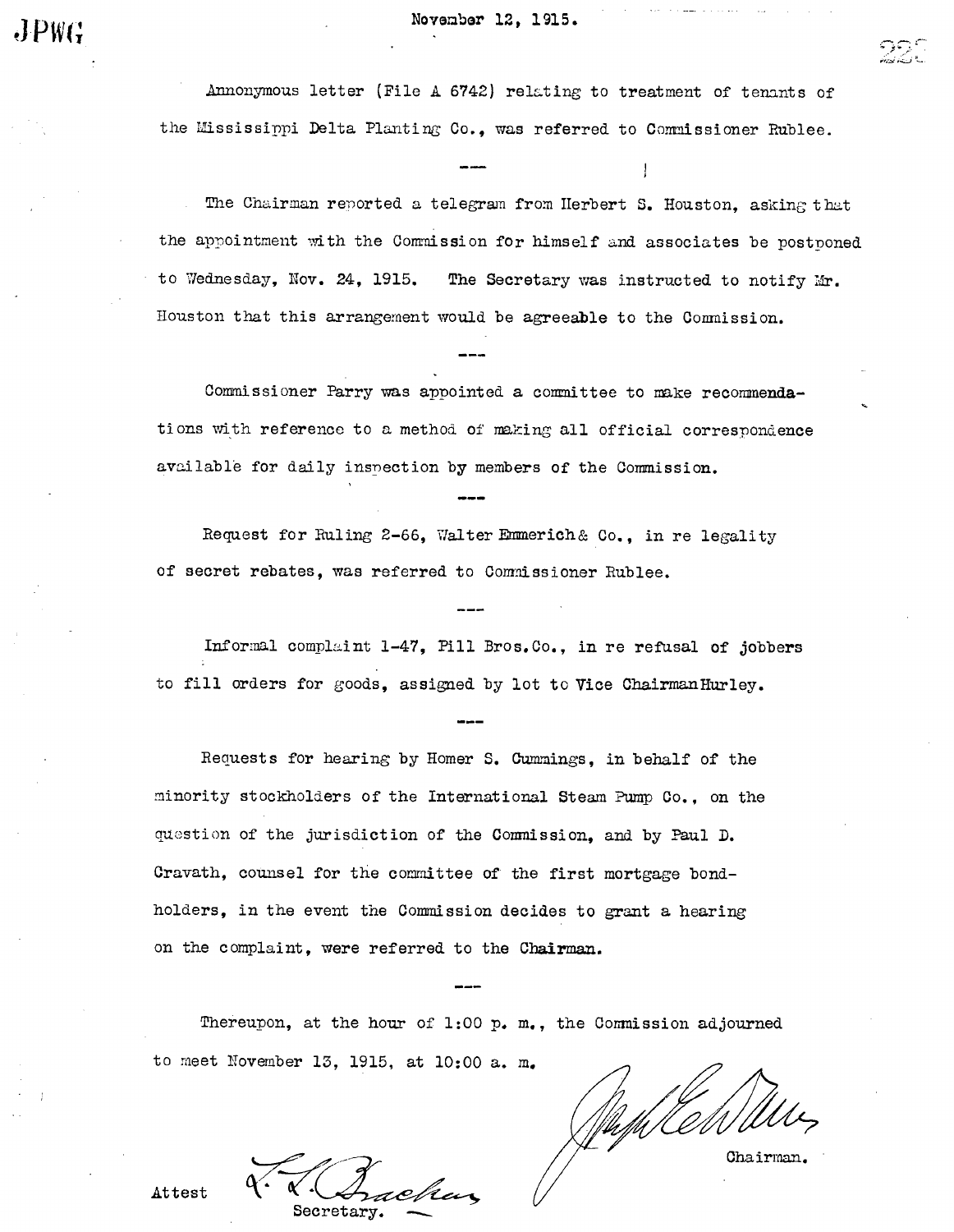November 12, 1915.

Annonymous letter (File A 6742) relating to treatment of tenants of the Mississippi Delta Planting Co., was referred to Commissioner Rublee.

---

The Chairman reported a telegram from Herbert S. Houston, asking that the appointment with the Commission for himself and associates be postponed to Wednesday, Nov. 24, 1915. The Secretary was instructed to notify Mr. Houston that this arrangement would be agreeable to the Commission.

---

Commissioner Parry was appointed a committee to make recommendations with reference to a method of making all official correspondence available for daily inspection by members of the Commission.

---

Request for Ruling 2-66, Walter Emmerich & Co., in re legality of secret rebates, was referred to Commissioner Rublee.

---

Informal complaint 1-47, Pill Bros. Co., in re refusal of jobbers to fill orders for goods, assigned by lot to Vice Chairman Hurley.

---

Requests for hearing by Homer S. Cummings, in behalf of the minority stockholders of the International Steam Pump Co., on the question of the jurisdiction of the Commission, and by Paul D. Cravath, counsel for the committee of the first mortgage bondholders, in the event the Commission decides to grant a hearing on the complaint, were referred to the Chairman.

---

Thereupon, at the hour of 1:00 p. m., the Commission adjourned to meet November 13, 1915, at 10:00 a. m.

Chairman.

Attest

Secretary.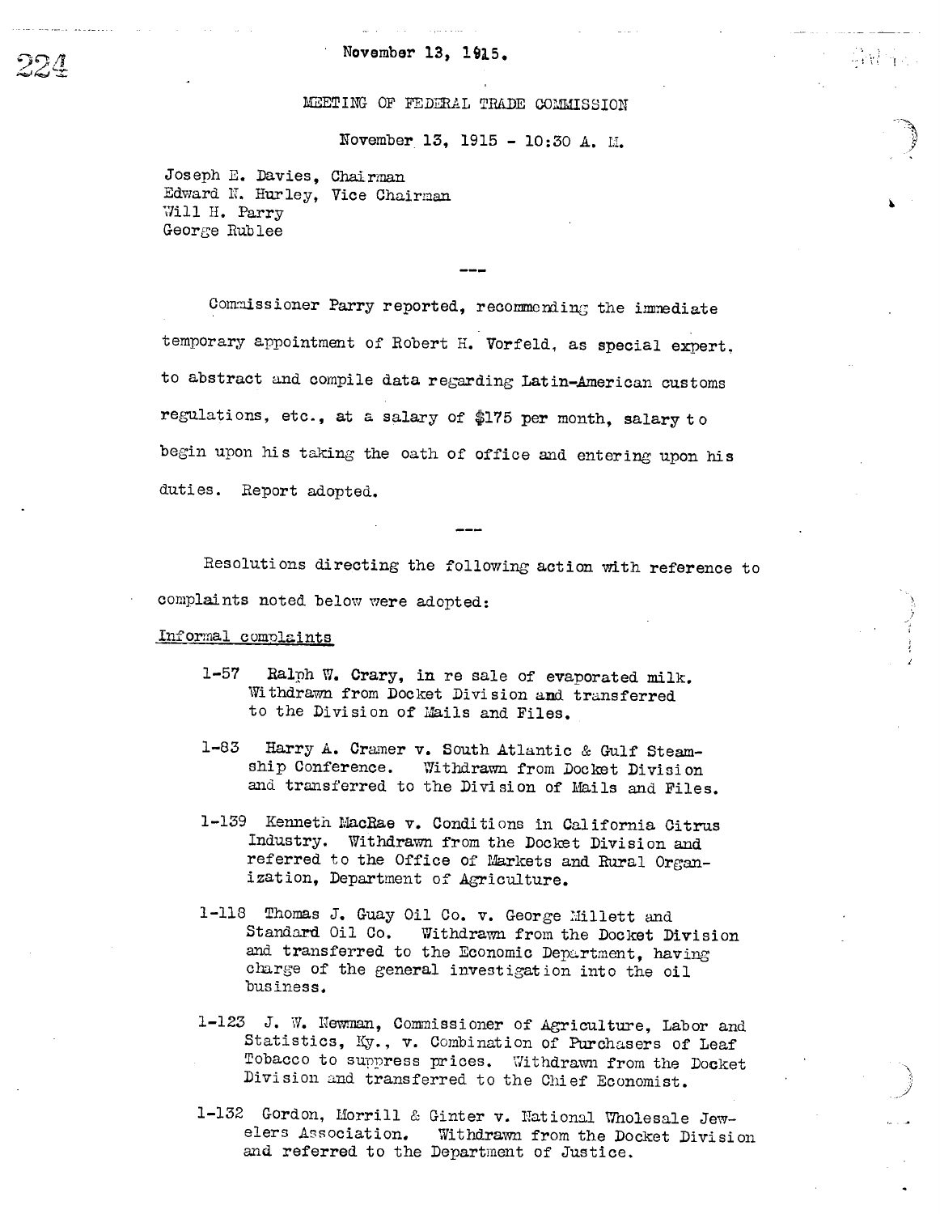November 13, 1915.

MEETING OF FEDERAL TRADE COMMISSION

November 13, 1915 - 10:30 A. M.

Joseph E. Davies, Chairman
Edward N. Hurley, Vice Chairman
Will H. Parry
George Rublee

---

Commissioner Parry reported, recommending the immediate temporary appointment of Robert H. Vorfeld, as special expert, to abstract and compile data regarding Latin-American customs regulations, etc., at a salary of $175 per month, salary to begin upon his taking the oath of office and entering upon his duties. Report adopted.

---

Resolutions directing the following action with reference to complaints noted below were adopted:

Informal complaints

1-57 Ralph W. Crary, in re sale of evaporated milk. Withdrawn from Docket Division and transferred to the Division of Mails and Files.

1-83 Harry A. Cramer v. South Atlantic & Gulf Steamship Conference. Withdrawn from Docket Division and transferred to the Division of Mails and Files.

1-139 Kenneth MacRae v. Conditions in California Citrus Industry. Withdrawn from the Docket Division and referred to the Office of Markets and Rural Organization, Department of Agriculture.

1-118 Thomas J. Guay Oil Co. v. George Millett and Standard Oil Co. Withdrawn from the Docket Division and transferred to the Economic Department, having charge of the general investigation into the oil business.

1-123 J. W. Newman, Commissioner of Agriculture, Labor and Statistics, Ky., v. Combination of Purchasers of Leaf Tobacco to suppress prices. Withdrawn from the Docket Division and transferred to the Chief Economist.

1-132 Gordon, Morrill & Ginter v. National Wholesale Jewelers Association. Withdrawn from the Docket Division and referred to the Department of Justice.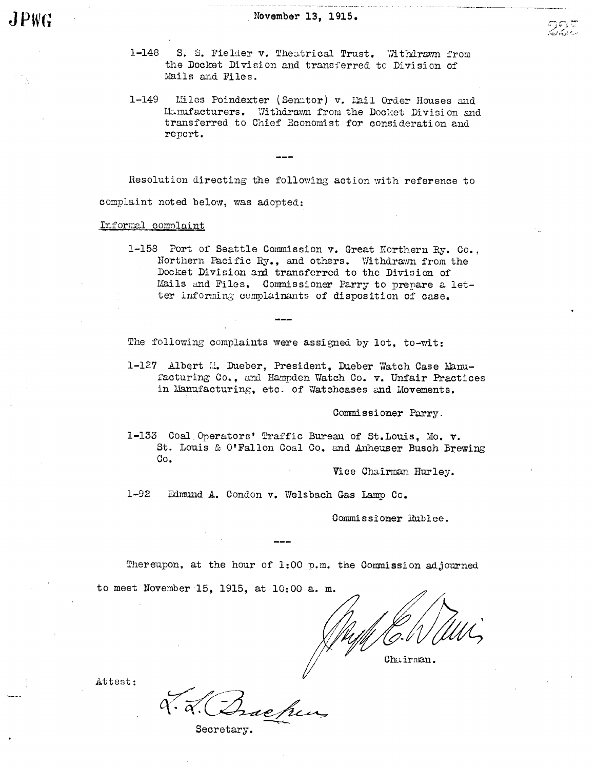November 13, 1915.

1-148 S. S. Fielder v. Theatrical Trust. Withdrawn from the Docket Division and transferred to Division of Mails and Files.

1-149 Miles Poindexter (Senator) v. Mail Order Houses and Manufacturers. Withdrawn from the Docket Division and transferred to Chief Economist for consideration and report.

---

Resolution directing the following action with reference to complaint noted below, was adopted:

Informal complaint

1-158 Port of Seattle Commission v. Great Northern Ry. Co., Northern Pacific Ry., and others. Withdrawn from the Docket Division and transferred to the Division of Mails and Files. Commissioner Parry to prepare a letter informing complainants of disposition of case.

---

The following complaints were assigned by lot, to-wit:

1-127 Albert M. Dueber, President, Dueber Watch Case Manufacturing Co., and Hampden Watch Co. v. Unfair Practices in Manufacturing, etc. of Watchcases and Movements.

Commissioner Parry.

1-133 Coal Operators' Traffic Bureau of St.Louis, Mo. v. St. Louis & O'Fallon Coal Co. and Anheuser Busch Brewing Co.

Vice Chairman Hurley.

1-92 Edmund A. Condon v. Welsbach Gas Lamp Co.

Commissioner Rublee.

---

Thereupon, at the hour of 1:00 p.m. the Commission adjourned to meet November 15, 1915, at 10:00 a. m.

Joseph E. Davies
Chairman.

Attest:

L. L. Bracken
Secretary.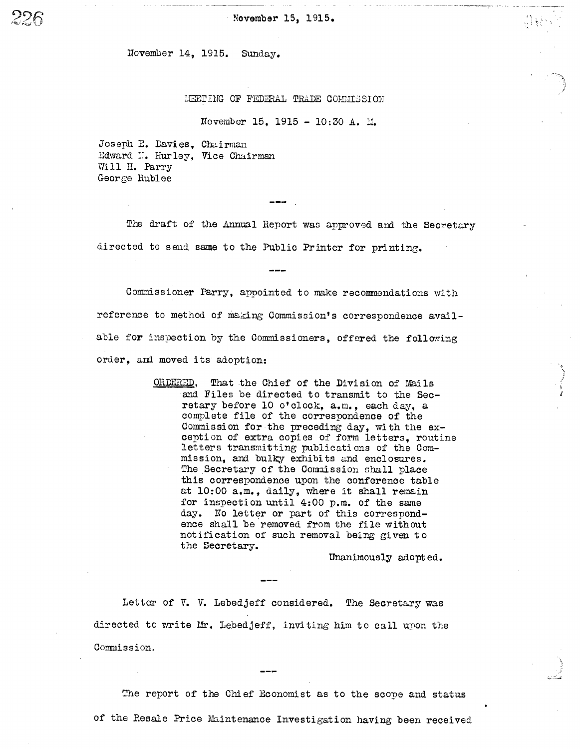November 15, 1915.

November 14, 1915. Sunday.

MEETING OF FEDERAL TRADE COMMISSION

November 15, 1915 - 10:30 A. M.

Joseph E. Davies, Chairman
Edward N. Hurley, Vice Chairman
Will H. Parry
George Rublee

---

The draft of the Annual Report was approved and the Secretary directed to send same to the Public Printer for printing.

---

Commissioner Parry, appointed to make recommendations with reference to method of making Commission's correspondence available for inspection by the Commissioners, offered the following order, and moved its adoption:

> ORDERED, That the Chief of the Division of Mails and Files be directed to transmit to the Secretary before 10 o'clock, a.m., each day, a complete file of the correspondence of the Commission for the preceding day, with the exception of extra copies of form letters, routine letters transmitting publications of the Commission, and bulky exhibits and enclosures. The Secretary of the Commission shall place this correspondence upon the conference table at 10:00 a.m., daily, where it shall remain for inspection until 4:00 p.m. of the same day. No letter or part of this correspondence shall be removed from the file without notification of such removal being given to the Secretary.
>
> Unanimously adopted.

---

Letter of V. V. Lebedjeff considered. The Secretary was directed to write Mr. Lebedjeff, inviting him to call upon the Commission.

---

The report of the Chief Economist as to the scope and status of the Resale Price Maintenance Investigation having been received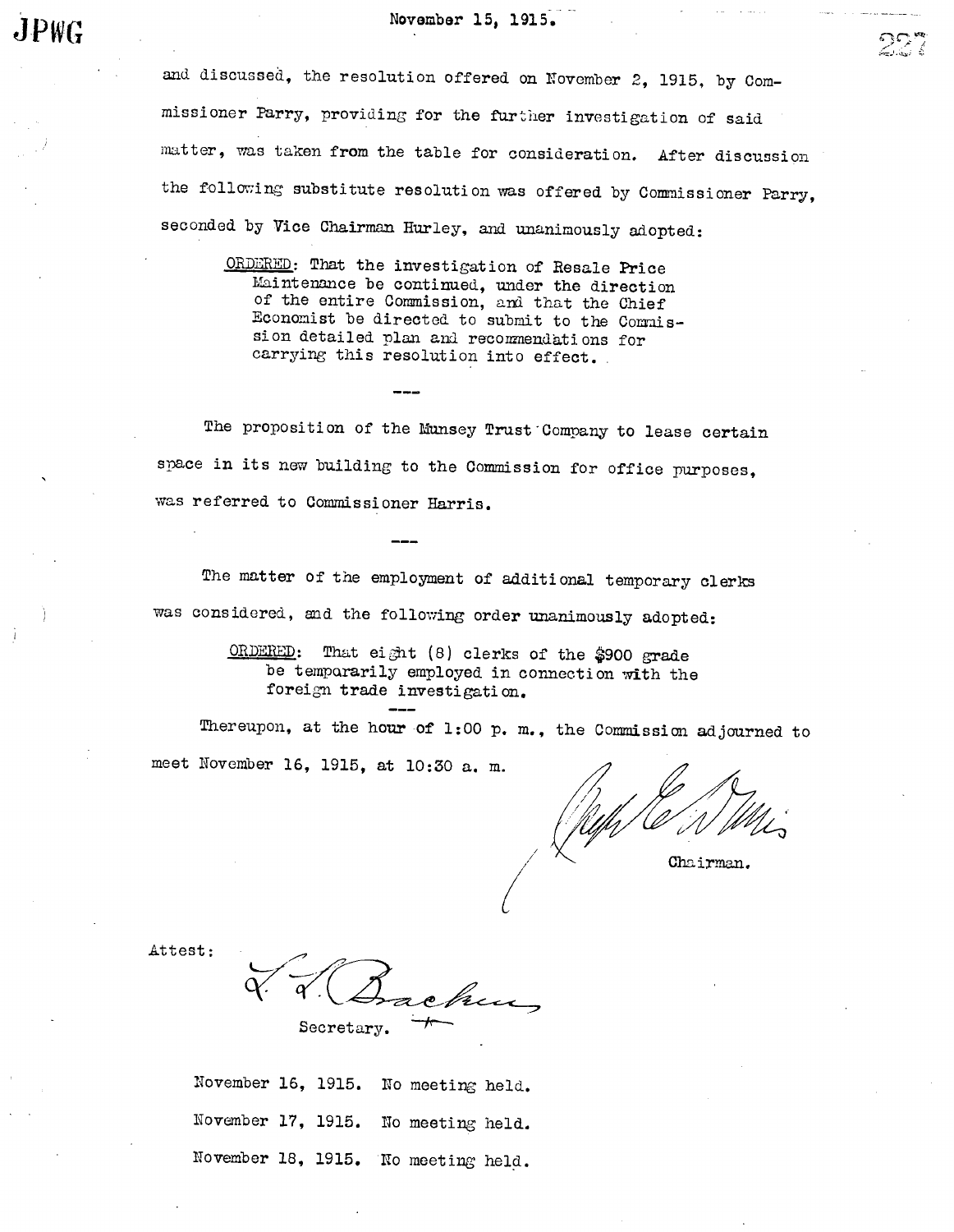and discussed, the resolution offered on November 2, 1915, by Commissioner Parry, providing for the further investigation of said matter, was taken from the table for consideration. After discussion the following substitute resolution was offered by Commissioner Parry, seconded by Vice Chairman Hurley, and unanimously adopted:

> ORDERED: That the investigation of Resale Price Maintenance be continued, under the direction of the entire Commission, and that the Chief Economist be directed to submit to the Commission detailed plan and recommendations for carrying this resolution into effect.

---

The proposition of the Munsey Trust Company to lease certain space in its new building to the Commission for office purposes, was referred to Commissioner Harris.

---

The matter of the employment of additional temporary clerks was considered, and the following order unanimously adopted:

> ORDERED: That eight (8) clerks of the $900 grade be temporarily employed in connection with the foreign trade investigation.

---

Thereupon, at the hour of 1:00 p. m., the Commission adjourned to meet November 16, 1915, at 10:30 a. m.

Chairman.

Attest:

Secretary.

November 16, 1915. No meeting held.

November 17, 1915. No meeting held.

November 18, 1915. No meeting held.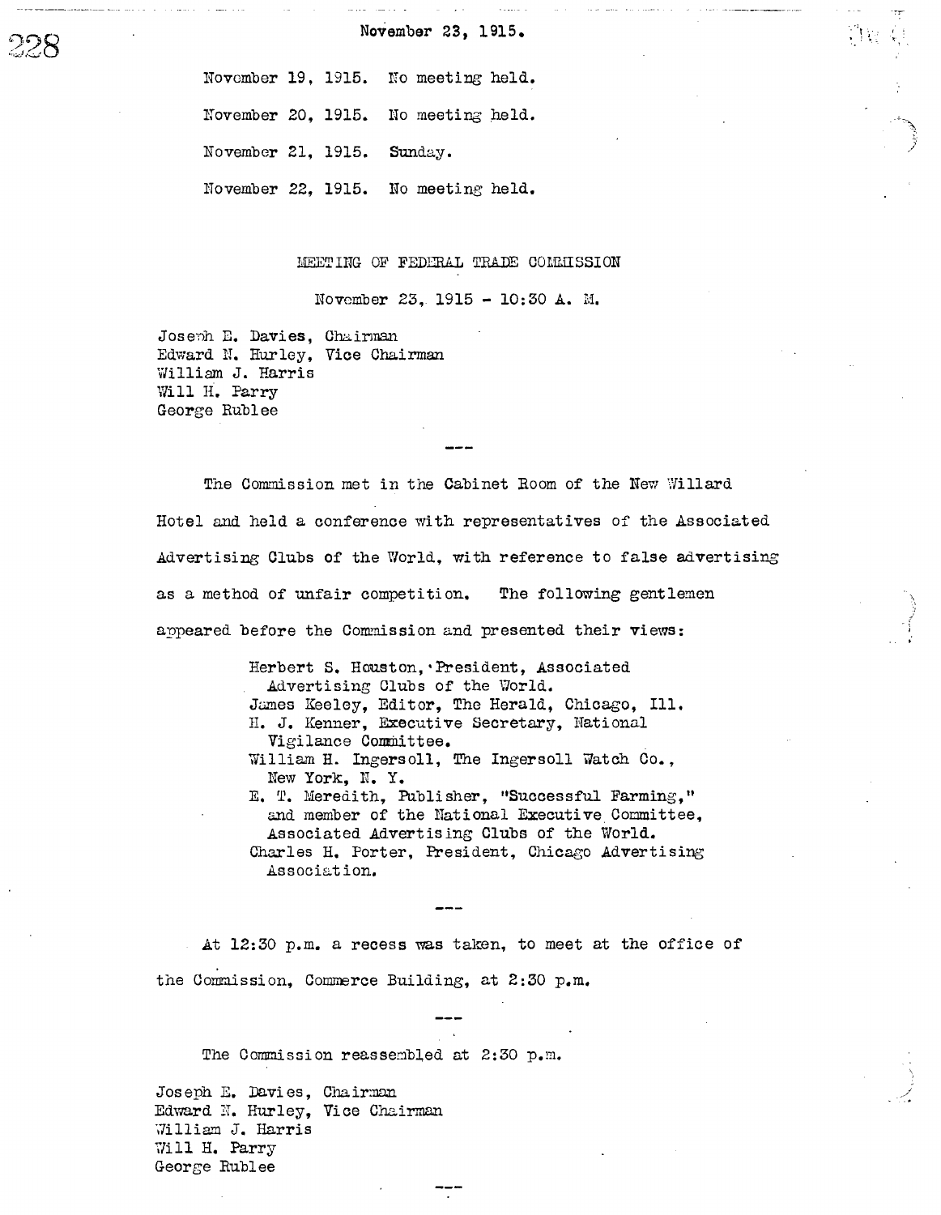November 23, 1915.

November 19, 1915. No meeting held.

November 20, 1915. No meeting held.

November 21, 1915. Sunday.

November 22, 1915. No meeting held.

MEETING OF FEDERAL TRADE COMMISSION

November 23, 1915 - 10:30 A. M.

Joseph E. Davies, Chairman
Edward N. Hurley, Vice Chairman
William J. Harris
Will H. Parry
George Rublee

---

The Commission met in the Cabinet Room of the New Willard Hotel and held a conference with representatives of the Associated Advertising Clubs of the World, with reference to false advertising as a method of unfair competition. The following gentlemen appeared before the Commission and presented their views:

Herbert S. Houston, President, Associated Advertising Clubs of the World.
James Keeley, Editor, The Herald, Chicago, Ill.
H. J. Kenner, Executive Secretary, National Vigilance Committee.
William H. Ingersoll, The Ingersoll Watch Co., New York, N. Y.
E. T. Meredith, Publisher, "Successful Farming," and member of the National Executive Committee, Associated Advertising Clubs of the World.
Charles H. Porter, President, Chicago Advertising Association.

---

At 12:30 p.m. a recess was taken, to meet at the office of the Commission, Commerce Building, at 2:30 p.m.

---

The Commission reassembled at 2:30 p.m.

Joseph E. Davies, Chairman
Edward N. Hurley, Vice Chairman
William J. Harris
Will H. Parry
George Rublee

---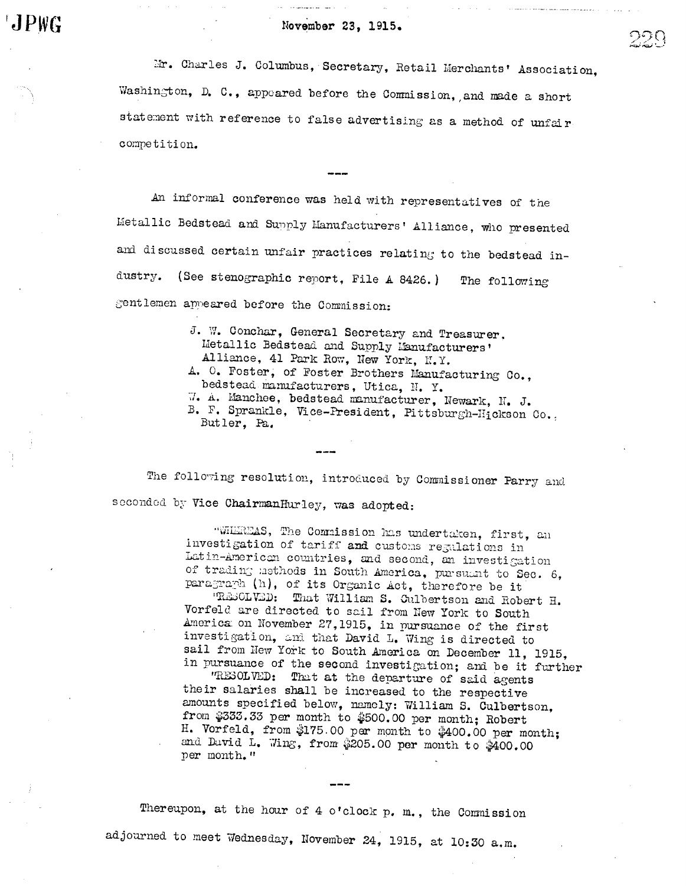November 23, 1915.

Mr. Charles J. Columbus, Secretary, Retail Merchants' Association, Washington, D. C., appeared before the Commission, and made a short statement with reference to false advertising as a method of unfair competition.

---

An informal conference was held with representatives of the Metallic Bedstead and Supply Manufacturers' Alliance, who presented and discussed certain unfair practices relating to the bedstead industry. (See stenographic report, File A 8426.) The following gentlemen appeared before the Commission:

> J. W. Conchar, General Secretary and Treasurer, Metallic Bedstead and Supply Manufacturers' Alliance, 41 Park Row, New York, N.Y.
> A. O. Foster, of Foster Brothers Manufacturing Co., bedstead manufacturers, Utica, N. Y.
> W. A. Manchee, bedstead manufacturer, Newark, N. J.
> B. F. Sprankle, Vice-President, Pittsburgh-Hickson Co., Butler, Pa.

---

The following resolution, introduced by Commissioner Parry and seconded by Vice ChairmanHurley, was adopted:

> "WHEREAS, The Commission has undertaken, first, an investigation of tariff and customs regulations in Latin-American countries, and second, an investigation of trading methods in South America, pursuant to Sec. 6, paragraph (h), of its Organic Act, therefore be it
> "RESOLVED: That William S. Culbertson and Robert H. Vorfeld are directed to sail from New York to South America on November 27,1915, in pursuance of the first investigation, and that David L. Wing is directed to sail from New York to South America on December 11, 1915, in pursuance of the second investigation; and be it further
> "RESOLVED: That at the departure of said agents their salaries shall be increased to the respective amounts specified below, namely: William S. Culbertson, from $333.33 per month to $500.00 per month; Robert H. Vorfeld, from $175.00 per month to $400.00 per month; and David L. Wing, from $205.00 per month to $400.00 per month."

---

Thereupon, at the hour of 4 o'clock p. m., the Commission adjourned to meet Wednesday, November 24, 1915, at 10:30 a.m.